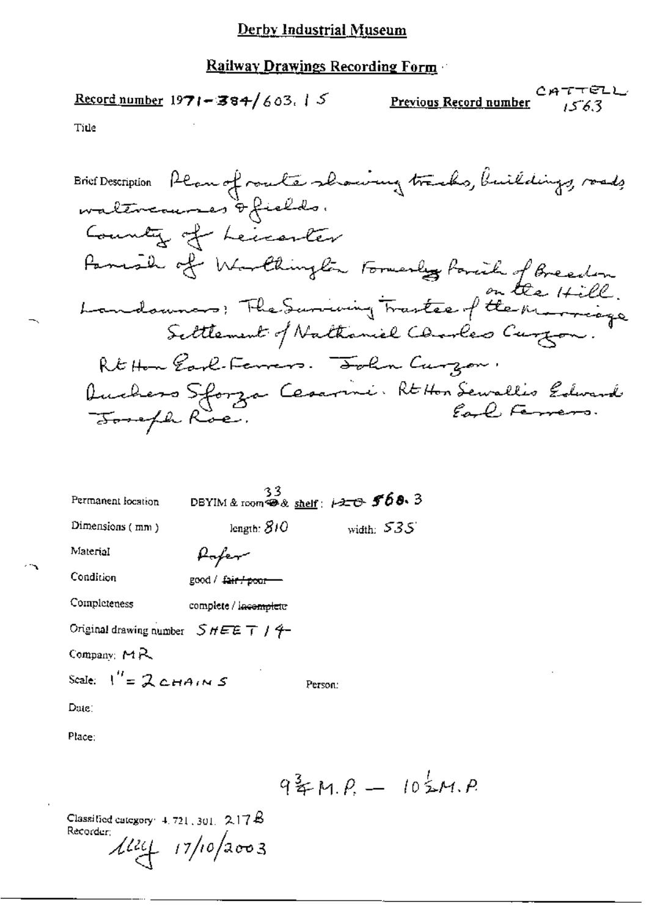# Derby Industrial Museum

## Railway Drawings Recording Form

Record number 1971-384/603.15

Previous Record number CATTELL 1563

Title

Brief Description Plan of route showing tracks, buildings, roads watercourses & fields.
County of Leicester
Parish of Worthington Formerly Parish of Breedon on the Hill.
Landowners: The Surviving Trustee of the Marriage Settlement of Nathaniel Charles Curzon.
Rt Hon Earl Ferrers. John Curzon.
Duchess Sforza Cesarini. Rt Hon Sewallis Edward Earl Ferrers.
Joseph Roe.

Permanent location DBYIM & room 33 & shelf: ~~120~~ 568.3

Dimensions (mm) length: 810 width: 535

Material Paper

Condition good / ~~fair / poor~~

Completeness complete / ~~incomplete~~

Original drawing number SHEET 14

Company: MR

Scale: 1" = 2 CHAINS

Person:

Date:

Place:

9¾ M.P. — 10½ M.P.

Classified category: 4.721.301. 217B

Recorder: [signature] 17/10/2003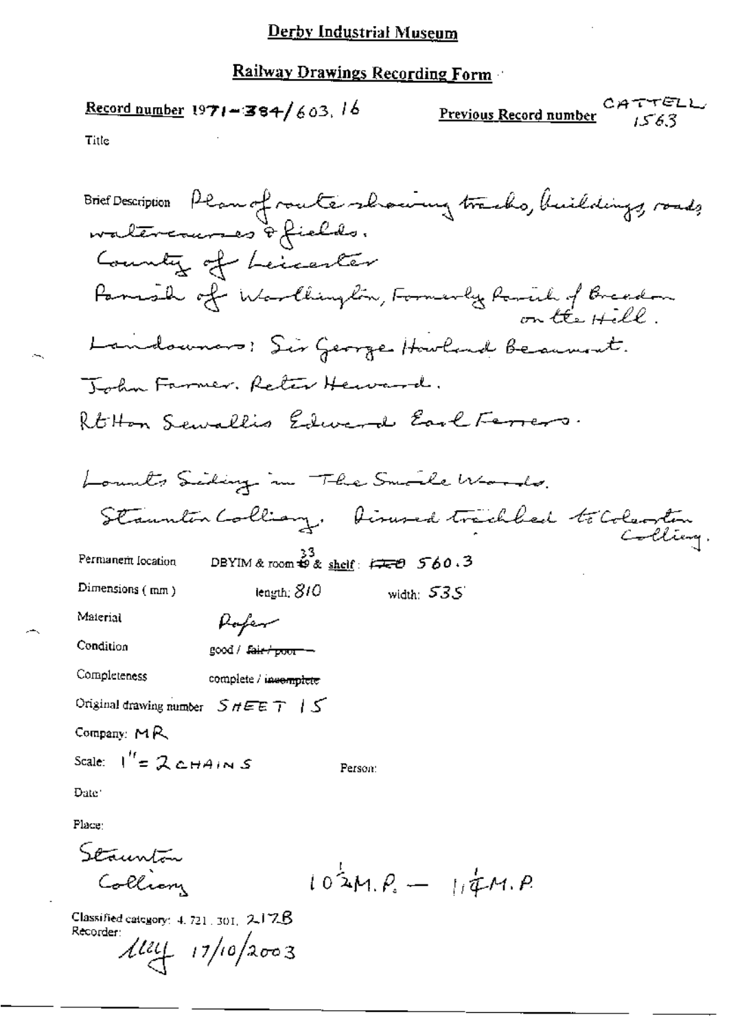# Derby Industrial Museum

## Railway Drawings Recording Form

**Record number** 1971-384/603.16

**Previous Record number** CATTELL 1563

Title

**Brief Description** Plan of route showing tracks, buildings, roads, watercourses & fields.
County of Leicester
Parish of Worthington, Formerly Parish of Breedon on the Hill.
Landowners: Sir George Howland Beaumont.
John Farmer. Peter Heward.
RtHon Sewallis Edward Earl Ferrers.

Lount's Siding in The Smile Woods.
Staunton Colliery. Disused trackbed to Coleorton Colliery.

Permanent location DBYIM & room 33 & shelf: 560.3

Dimensions (mm) length: 810 width: 535

Material Paper

Condition good / ~~fair / poor~~

Completeness complete / ~~incomplete~~

Original drawing number SHEET 15

Company: MR

Scale: 1" = 2 CHAINS

Person:

Date:

Place:
Staunton Colliery $10\frac{3}{4}$ M.P. — $11\frac{1}{4}$ M.P.

Classified category: 4.721.301. 217B

Recorder:
lley 17/10/2003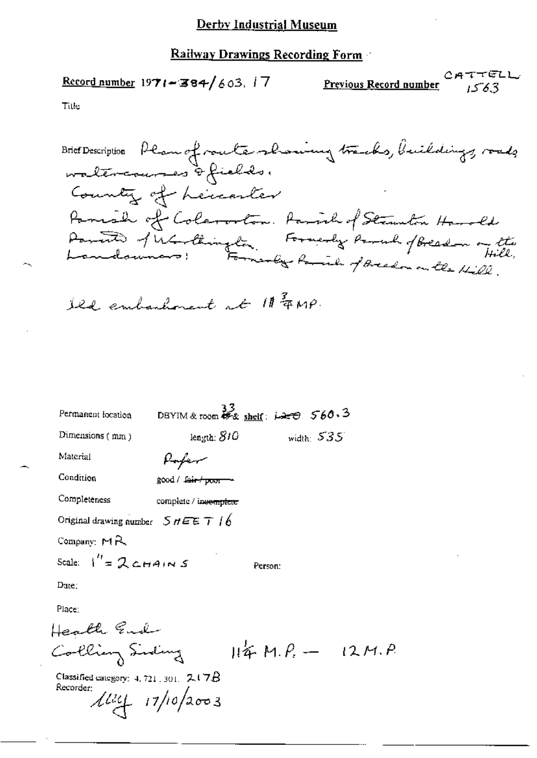# Derby Industrial Museum

## Railway Drawings Recording Form

**Record number** 1971-384/603.17 **Previous Record number** CATTELL 1563

Title

Brief Description Plan of route showing tracks, buildings, roads watercourses & fields.
County of Leicester
Parish of Coleorton. Parish of Staunton Harold
Parish of Worthington. Formerly Parish of Breedon on the Hill.
Landowners: Formerly Parish of Breedon on the Hill.

Old embankment at 11 ¾ MP.

Permanent location DBYIM & room ~~49~~ 33 & shelf: ~~L20~~ 560.3

Dimensions (mm) length: 810 width: 535

Material Paper

Condition good / ~~fair / poor~~

Completeness complete / ~~incomplete~~

Original drawing number SHEET 16

Company: MR

Scale: 1" = 2 CHAINS Person:

Date:

Place:
Heath End
Colliery Siding 11¼ M.P. — 12 M.P.

Classified category: 4.721.301. 217B

Recorder: LLey 17/10/2003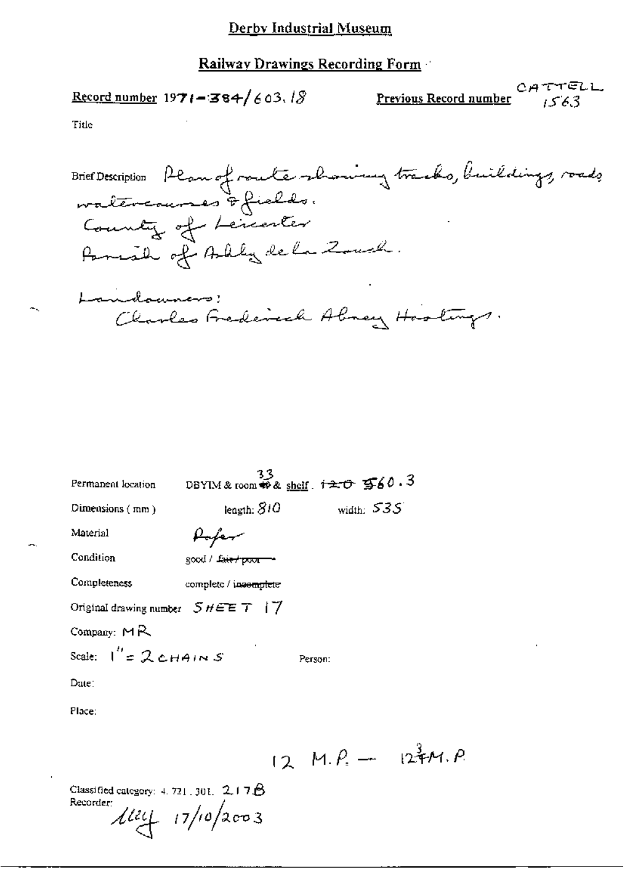# Derby Industrial Museum

## Railway Drawings Recording Form

**Record number** 1971-384/603.18 **Previous Record number** CATTELL 1563

Title

Brief Description Plan of route showing tracks, buildings, roads watercourses & fields.
County of Leicester
Parish of Ashby de la Zouch.

Landowners:
Charles Frederick Abney Hastings.

Permanent location DBYIM & room 33 & shelf. ~~120~~ 560.3

Dimensions (mm) length: 810 width: 535

Material Paper

Condition good / ~~fair / poor~~

Completeness complete / ~~incomplete~~

Original drawing number SHEET 17

Company: MR

Scale: 1" = 2 CHAINS Person:

Date:

Place:

12 M.P. — 12¾ M.P.

Classified category: 4.721.301. 217B
Recorder: MEH 17/10/2003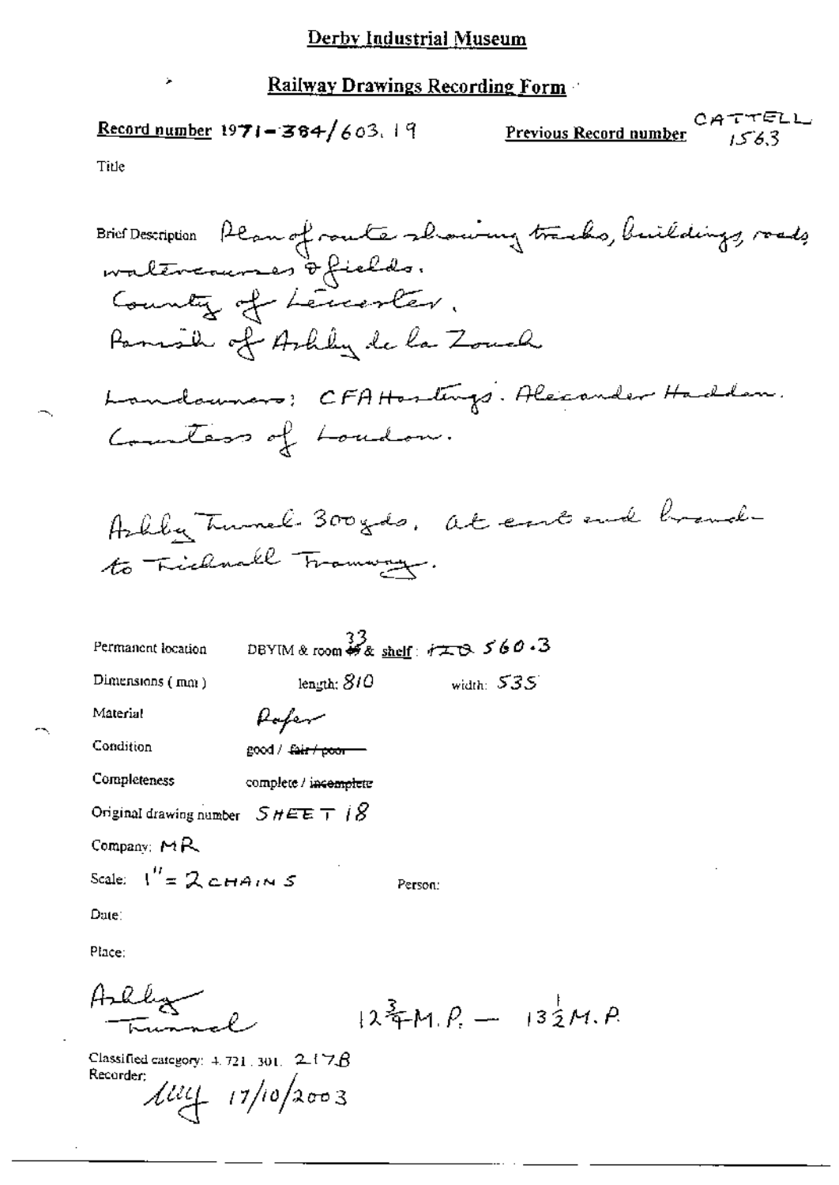# Derby Industrial Museum

## Railway Drawings Recording Form

**Record number** 1971-384/603.19 **Previous Record number** CATTELL 1563

Title

Brief Description Plan of route showing tracks, buildings, roads watercourses & fields.
County of Leicester.
Parish of Ashby de la Zouch

Landowners: CFA Hastings. Alexander Haddon.
Countess of Loudon.

Ashby Tunnel 300yds. at east end branch to Ticknall Tramway.

Permanent location DBYIM & room 33 & shelf: ~~120~~ 560.3

Dimensions (mm) length: 810 width: 535

Material Paper

Condition good / ~~fair / poor~~

Completeness complete / ~~incomplete~~

Original drawing number SHEET 18

Company: MR

Scale: 1" = 2 CHAINS Person:

Date:

Place:

Ashby Tunnel $12\frac{3}{4}$M.P. — $13\frac{1}{2}$M.P.

Classified category: 4.721.301. 217B
Recorder: lilly 17/10/2003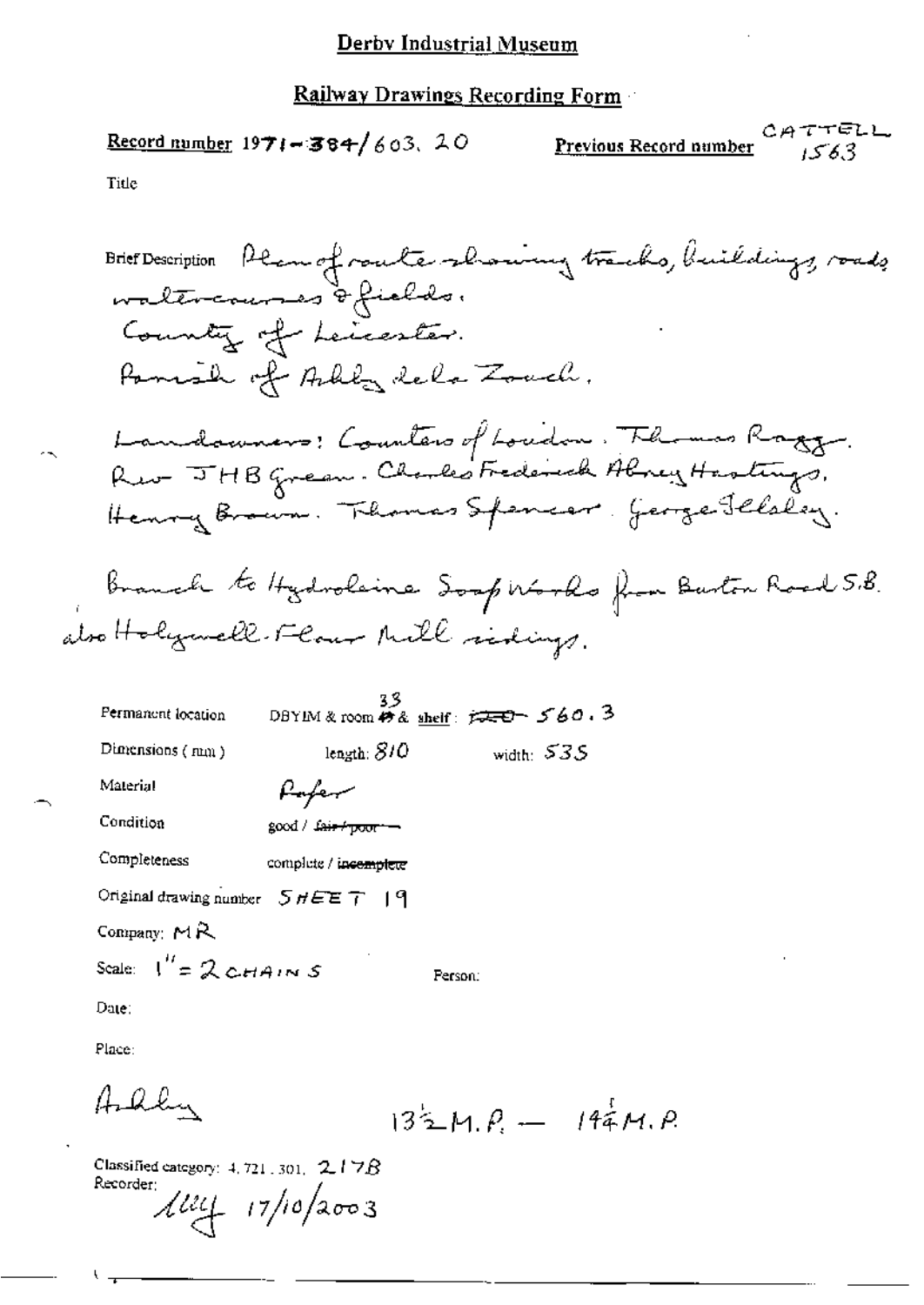# Derby Industrial Museum

## Railway Drawings Recording Form

**Record number** 1971-384/603. 20 **Previous Record number** CATTELL 1563

Title

Brief Description Plan of route showing tracks, buildings, roads watercourses & fields.
County of Leicester.
Parish of Ashby de la Zouch.

Landowners: Countess of Loudon. Thomas Ragg. Rev JHB Green. Charles Frederick Abney Hastings, Henry Brown. Thomas Spencer. George Ilsley.

Branch to Hydroleine Soap Works from Burton Road S.B. also Holywell Flour Mill sidings.

Permanent location DBYIM & room 33 & shelf: 560.3

Dimensions (mm) length: 810 width: 535

Material Paper

Condition good / ~~fair / poor~~

Completeness complete / ~~incomplete~~

Original drawing number SHEET 19

Company: MR

Scale: 1" = 2 CHAINS Person:

Date:

Place:

Ashby $13\frac{1}{2}$ M.P. — $14\frac{1}{4}$ M.P.

Classified category: 4.721.301. 217B

Recorder: lllf 17/10/2003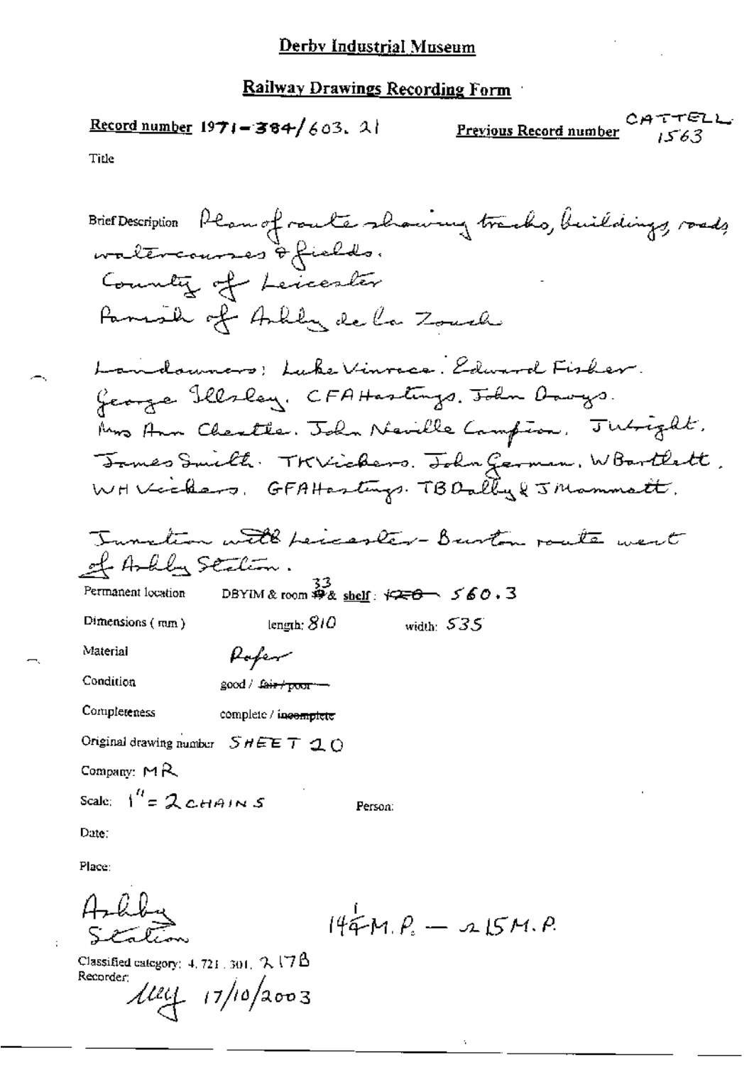# Derby Industrial Museum

## Railway Drawings Recording Form

**Record number** 1971-384/603.21 **Previous Record number** CATTELL 1563

Title

Brief Description Plan of route showing tracks, buildings, roads, watercourses & fields.
County of Leicester
Parish of Ashby de la Zouch

Landowners: Luke Vinrace. Edward Fisher. George Illsley. CFA Hastings. John Davys. Mrs Ann Cheatle. John Neville Campion. J Wright. James Smith. TK Vickers. John German. W Bartlett. WH Vickers. GFA Hastings. TB Dalby & J Mammatt.

Junction with Leicester - Burton route west of Ashby Station.

Permanent location DBYIM & room ~~49~~ 33 & shelf: ~~120~~ 560.3

Dimensions (mm) length: 810 width: 535

Material Paper

Condition good / ~~fair / poor~~

Completeness complete / ~~incomplete~~

Original drawing number SHEET 20

Company: MR

Scale: 1" = 2 CHAINS Person:

Date:

Place:

Ashby Station $14\frac{1}{4}$ M.P. — 215 M.P.

Classified category: 4.721.301, 2178
Recorder: 17/10/2003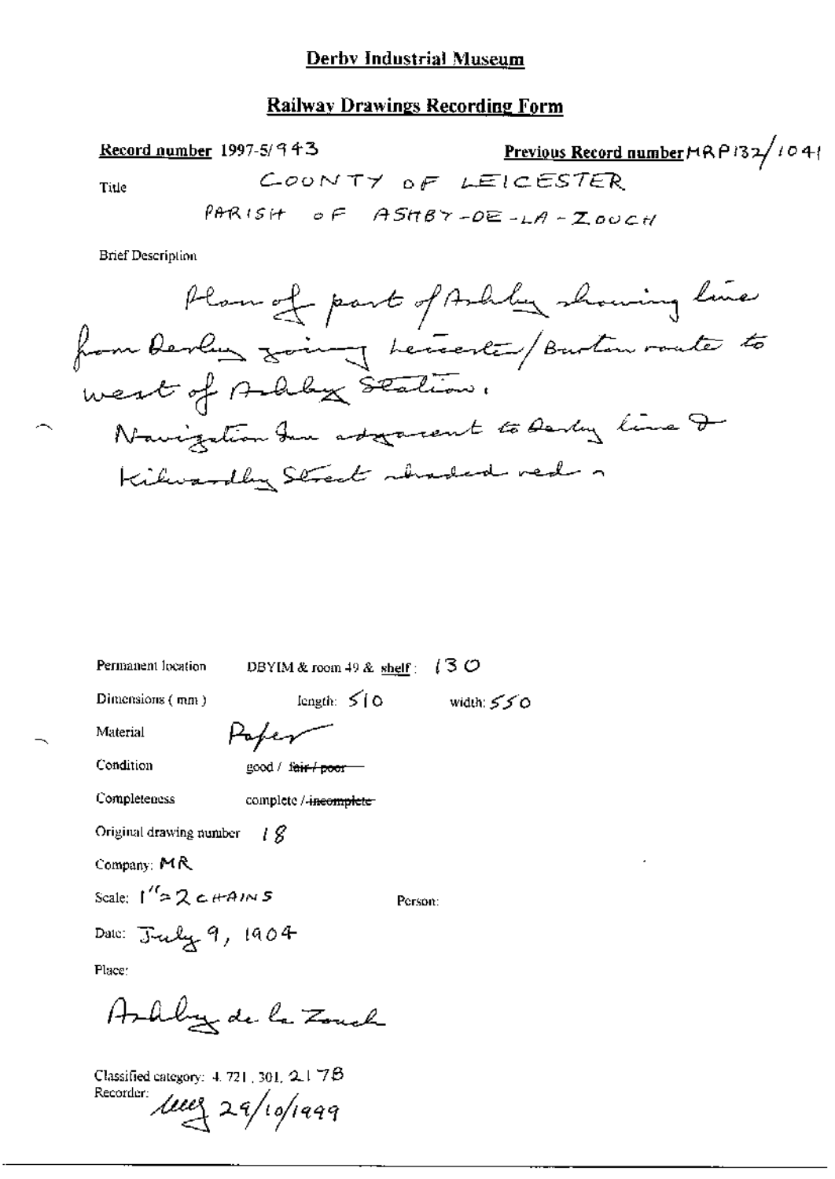# Derby Industrial Museum

## Railway Drawings Recording Form

**Record number** 1997-5/943

**Previous Record number** MRP132/1041

Title: COUNTY OF LEICESTER
PARISH OF ASHBY-DE-LA-ZOUCH

Brief Description

Plan of part of Ashby showing line from Derby joining Leicester/Burton route to west of Ashby Station.
Navigation Inn adjacent to Derby line & Kilwardby Street shaded red.

Permanent location: DBYIM & room 49 & ~~shelf~~: 130

Dimensions (mm): length: 510 width: 550

Material: Paper

Condition: good / ~~fair / poor~~

Completeness: complete / ~~incomplete~~

Original drawing number: 18

Company: MR

Scale: 1" = 2 CHAINS

Person:

Date: July 9, 1904

Place:

Ashby de la Zouch

Classified category: 4. 721. 301. 2.17B

Recorder: [signature] 29/10/1999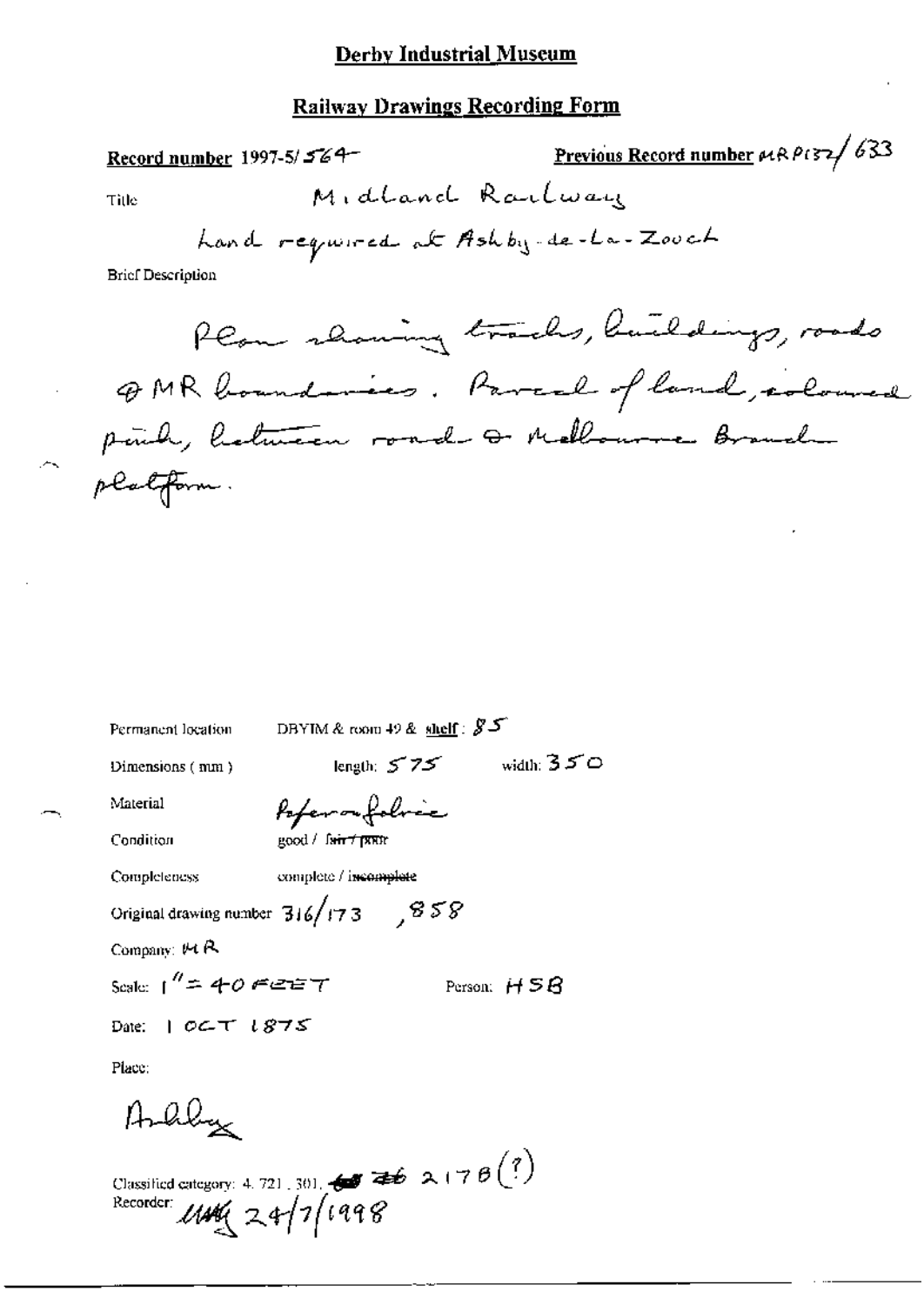# Derby Industrial Museum

## Railway Drawings Recording Form

**Record number** 1997-5/564 **Previous Record number** MRP132/633

Title Midland Railway

Land required at Ashby-de-La-Zouch

Brief Description

Plan showing tracks, buildings, roads & MR boundaries. Parcel of land, coloured pink, between road & Melbourne Branch platform.

Permanent location DBYIM & room 49 & **shelf**: 85

Dimensions (mm) length: 575 width: 350

Material Paper on fabric

Condition good / ~~fair / poor~~

Completeness complete / ~~incomplete~~

Original drawing number 316/173 , 858

Company: MR

Scale: 1" = 40 FEET Person: HSB

Date: 1 OCT 1875

Place:

Ashby

Classified category: 4. 721. 301. ~~46~~ ~~26~~ 2178 (?)

Recorder: MMG 24/7/1998